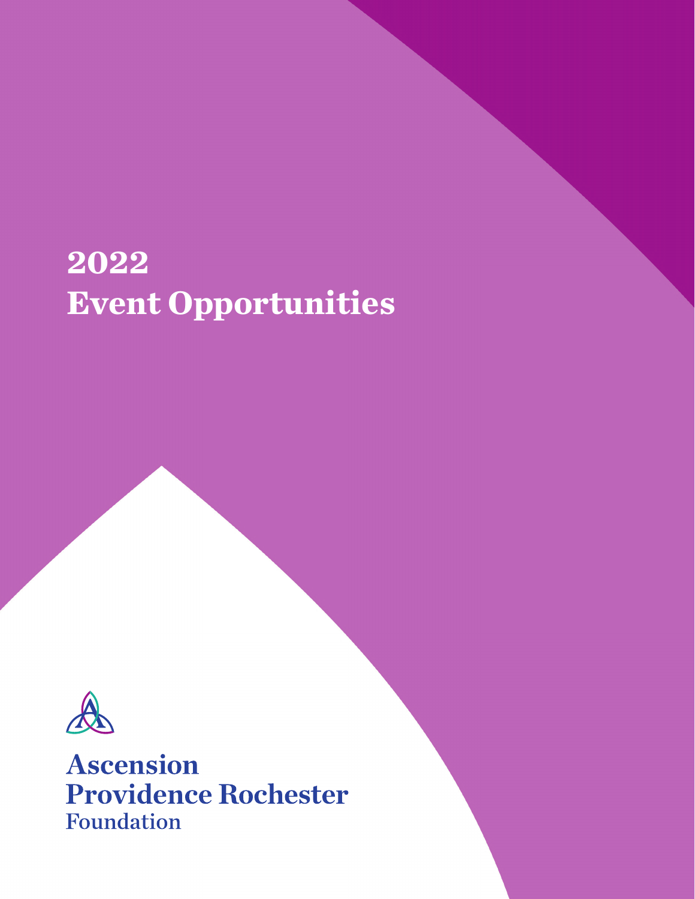# 2022
# Event Opportunities

**Ascension**
**Providence Rochester**
Foundation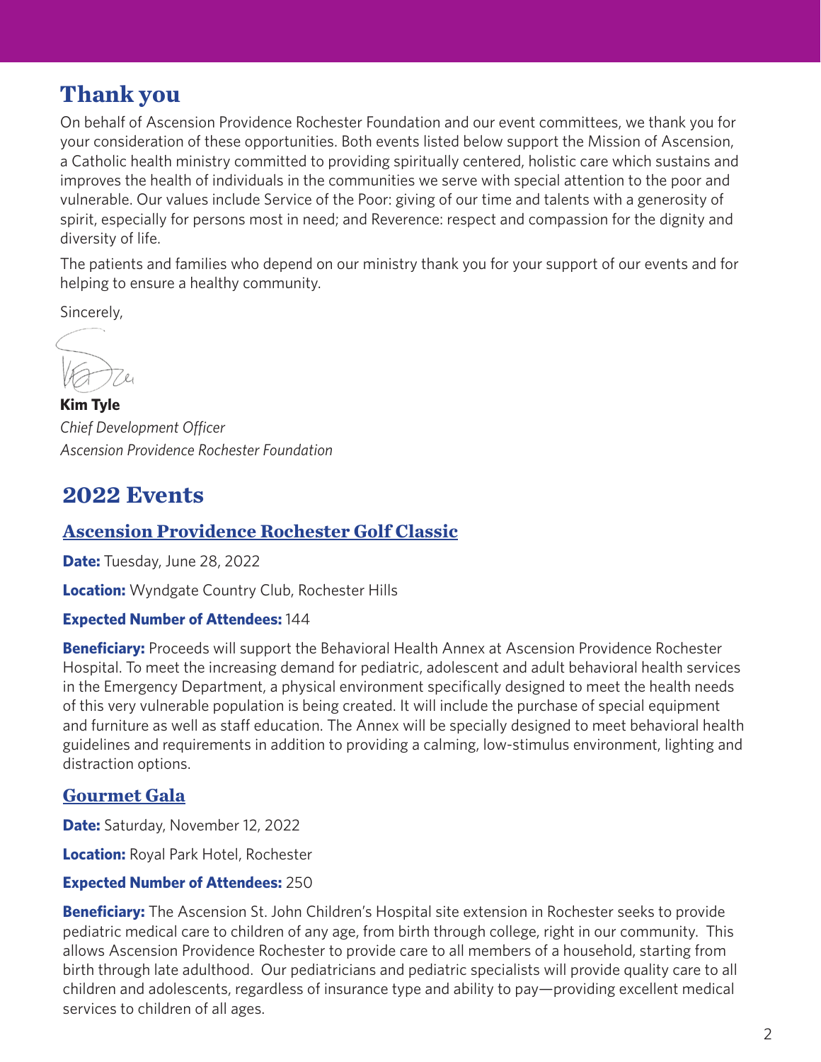# Thank you

On behalf of Ascension Providence Rochester Foundation and our event committees, we thank you for your consideration of these opportunities. Both events listed below support the Mission of Ascension, a Catholic health ministry committed to providing spiritually centered, holistic care which sustains and improves the health of individuals in the communities we serve with special attention to the poor and vulnerable. Our values include Service of the Poor: giving of our time and talents with a generosity of spirit, especially for persons most in need; and Reverence: respect and compassion for the dignity and diversity of life.

The patients and families who depend on our ministry thank you for your support of our events and for helping to ensure a healthy community.

Sincerely,

**Kim Tyle**
*Chief Development Officer*
*Ascension Providence Rochester Foundation*

# 2022 Events

## Ascension Providence Rochester Golf Classic

**Date:** Tuesday, June 28, 2022

**Location:** Wyndgate Country Club, Rochester Hills

**Expected Number of Attendees:** 144

**Beneficiary:** Proceeds will support the Behavioral Health Annex at Ascension Providence Rochester Hospital. To meet the increasing demand for pediatric, adolescent and adult behavioral health services in the Emergency Department, a physical environment specifically designed to meet the health needs of this very vulnerable population is being created. It will include the purchase of special equipment and furniture as well as staff education. The Annex will be specially designed to meet behavioral health guidelines and requirements in addition to providing a calming, low-stimulus environment, lighting and distraction options.

## Gourmet Gala

**Date:** Saturday, November 12, 2022

**Location:** Royal Park Hotel, Rochester

**Expected Number of Attendees:** 250

**Beneficiary:** The Ascension St. John Children's Hospital site extension in Rochester seeks to provide pediatric medical care to children of any age, from birth through college, right in our community. This allows Ascension Providence Rochester to provide care to all members of a household, starting from birth through late adulthood. Our pediatricians and pediatric specialists will provide quality care to all children and adolescents, regardless of insurance type and ability to pay—providing excellent medical services to children of all ages.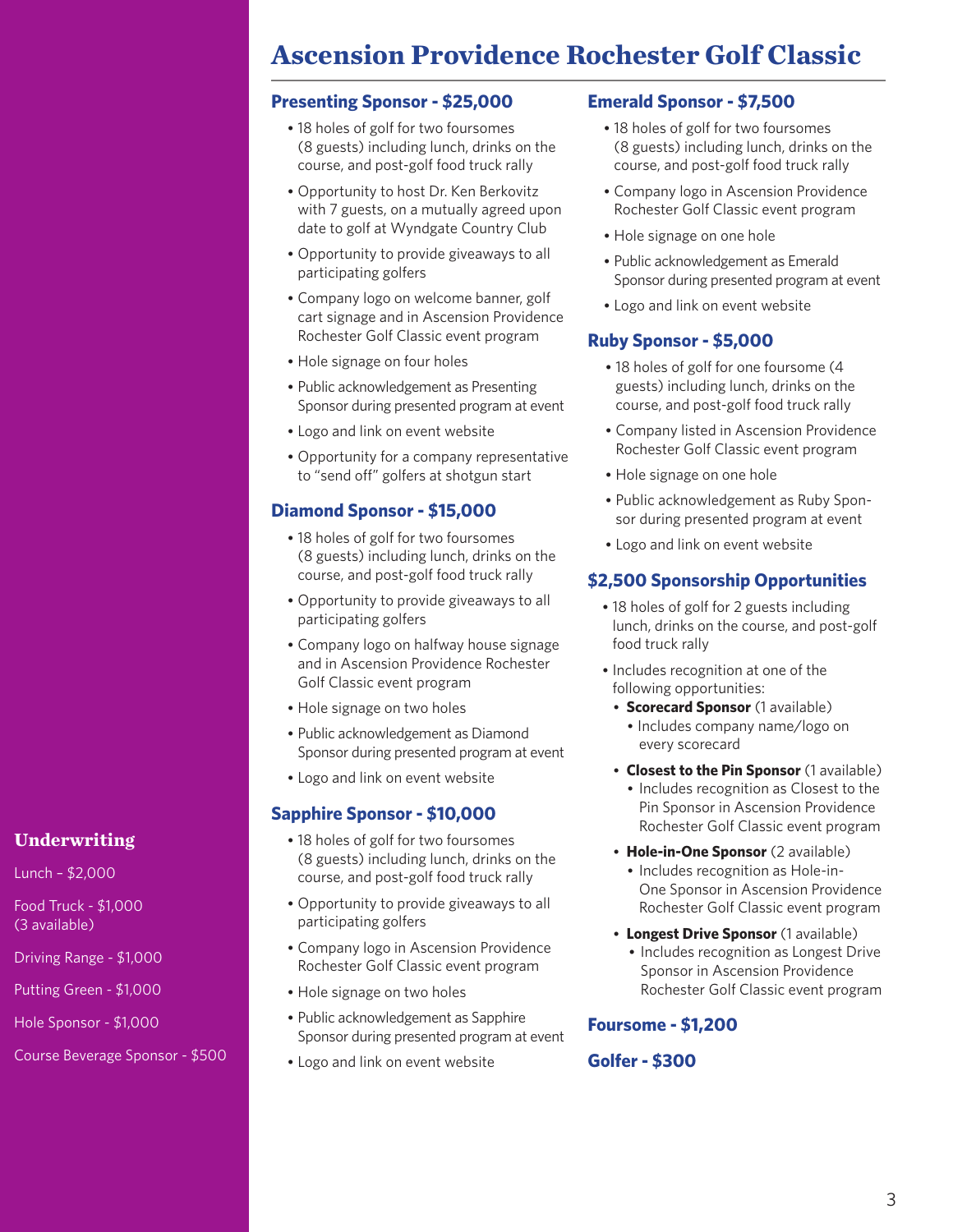# Ascension Providence Rochester Golf Classic

## Presenting Sponsor - $25,000

- 18 holes of golf for two foursomes (8 guests) including lunch, drinks on the course, and post-golf food truck rally
- Opportunity to host Dr. Ken Berkovitz with 7 guests, on a mutually agreed upon date to golf at Wyndgate Country Club
- Opportunity to provide giveaways to all participating golfers
- Company logo on welcome banner, golf cart signage and in Ascension Providence Rochester Golf Classic event program
- Hole signage on four holes
- Public acknowledgement as Presenting Sponsor during presented program at event
- Logo and link on event website
- Opportunity for a company representative to "send off" golfers at shotgun start

## Diamond Sponsor - $15,000

- 18 holes of golf for two foursomes (8 guests) including lunch, drinks on the course, and post-golf food truck rally
- Opportunity to provide giveaways to all participating golfers
- Company logo on halfway house signage and in Ascension Providence Rochester Golf Classic event program
- Hole signage on two holes
- Public acknowledgement as Diamond Sponsor during presented program at event
- Logo and link on event website

## Sapphire Sponsor - $10,000

- 18 holes of golf for two foursomes (8 guests) including lunch, drinks on the course, and post-golf food truck rally
- Opportunity to provide giveaways to all participating golfers
- Company logo in Ascension Providence Rochester Golf Classic event program
- Hole signage on two holes
- Public acknowledgement as Sapphire Sponsor during presented program at event
- Logo and link on event website

## Emerald Sponsor - $7,500

- 18 holes of golf for two foursomes (8 guests) including lunch, drinks on the course, and post-golf food truck rally
- Company logo in Ascension Providence Rochester Golf Classic event program
- Hole signage on one hole
- Public acknowledgement as Emerald Sponsor during presented program at event
- Logo and link on event website

## Ruby Sponsor - $5,000

- 18 holes of golf for one foursome (4 guests) including lunch, drinks on the course, and post-golf food truck rally
- Company listed in Ascension Providence Rochester Golf Classic event program
- Hole signage on one hole
- Public acknowledgement as Ruby Sponsor during presented program at event
- Logo and link on event website

## $2,500 Sponsorship Opportunities

- 18 holes of golf for 2 guests including lunch, drinks on the course, and post-golf food truck rally
- Includes recognition at one of the following opportunities:
  - **Scorecard Sponsor** (1 available)
    - Includes company name/logo on every scorecard
  - **Closest to the Pin Sponsor** (1 available)
    - Includes recognition as Closest to the Pin Sponsor in Ascension Providence Rochester Golf Classic event program
  - **Hole-in-One Sponsor** (2 available)
    - Includes recognition as Hole-in-One Sponsor in Ascension Providence Rochester Golf Classic event program
  - **Longest Drive Sponsor** (1 available)
    - Includes recognition as Longest Drive Sponsor in Ascension Providence Rochester Golf Classic event program

## Foursome - $1,200

## Golfer - $300

## Underwriting

Lunch – $2,000

Food Truck - $1,000 (3 available)

Driving Range - $1,000

Putting Green - $1,000

Hole Sponsor - $1,000

Course Beverage Sponsor - $500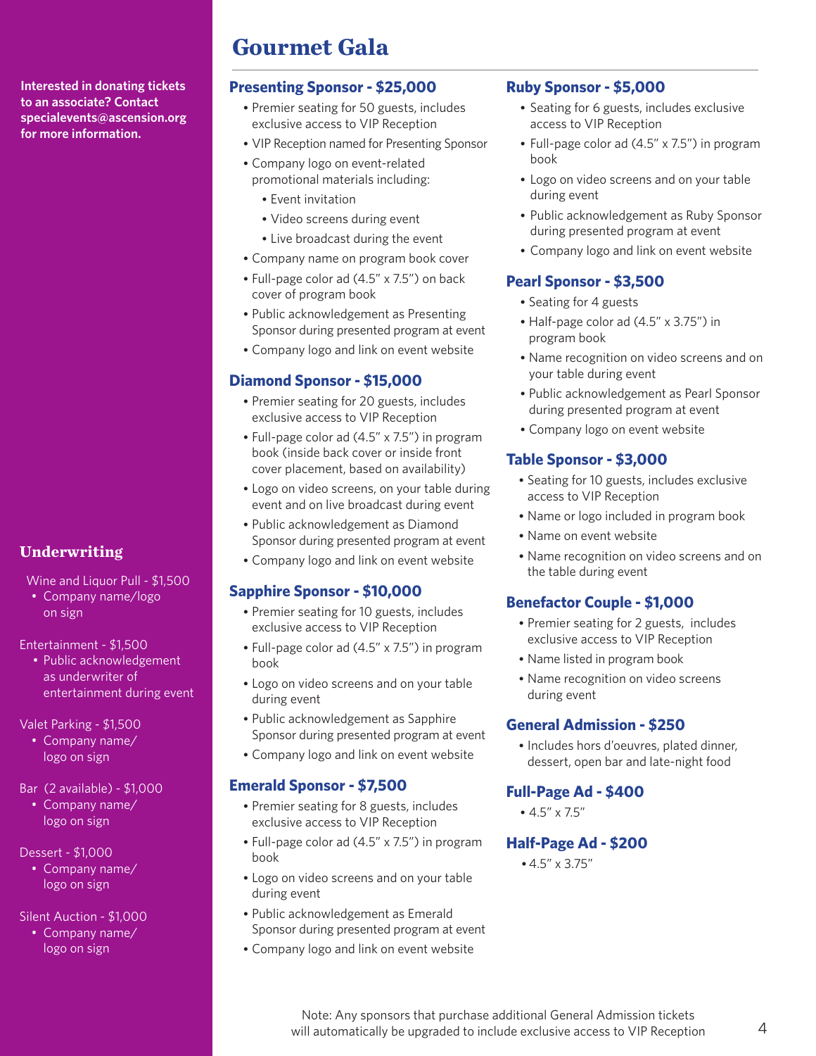Interested in donating tickets to an associate? Contact specialevents@ascension.org for more information.

# Gourmet Gala

### Presenting Sponsor - $25,000

- Premier seating for 50 guests, includes exclusive access to VIP Reception
- VIP Reception named for Presenting Sponsor
- Company logo on event-related promotional materials including:
  - Event invitation
  - Video screens during event
  - Live broadcast during the event
- Company name on program book cover
- Full-page color ad (4.5" x 7.5") on back cover of program book
- Public acknowledgement as Presenting Sponsor during presented program at event
- Company logo and link on event website

### Diamond Sponsor - $15,000

- Premier seating for 20 guests, includes exclusive access to VIP Reception
- Full-page color ad (4.5" x 7.5") in program book (inside back cover or inside front cover placement, based on availability)
- Logo on video screens, on your table during event and on live broadcast during event
- Public acknowledgement as Diamond Sponsor during presented program at event
- Company logo and link on event website

### Sapphire Sponsor - $10,000

- Premier seating for 10 guests, includes exclusive access to VIP Reception
- Full-page color ad (4.5" x 7.5") in program book
- Logo on video screens and on your table during event
- Public acknowledgement as Sapphire Sponsor during presented program at event
- Company logo and link on event website

### Emerald Sponsor - $7,500

- Premier seating for 8 guests, includes exclusive access to VIP Reception
- Full-page color ad (4.5" x 7.5") in program book
- Logo on video screens and on your table during event
- Public acknowledgement as Emerald Sponsor during presented program at event
- Company logo and link on event website

### Ruby Sponsor - $5,000

- Seating for 6 guests, includes exclusive access to VIP Reception
- Full-page color ad (4.5" x 7.5") in program book
- Logo on video screens and on your table during event
- Public acknowledgement as Ruby Sponsor during presented program at event
- Company logo and link on event website

### Pearl Sponsor - $3,500

- Seating for 4 guests
- Half-page color ad (4.5" x 3.75") in program book
- Name recognition on video screens and on your table during event
- Public acknowledgement as Pearl Sponsor during presented program at event
- Company logo on event website

### Table Sponsor - $3,000

- Seating for 10 guests, includes exclusive access to VIP Reception
- Name or logo included in program book
- Name on event website
- Name recognition on video screens and on the table during event

### Benefactor Couple - $1,000

- Premier seating for 2 guests, includes exclusive access to VIP Reception
- Name listed in program book
- Name recognition on video screens during event

### General Admission - $250

- Includes hors d'oeuvres, plated dinner, dessert, open bar and late-night food

### Full-Page Ad - $400

- 4.5" x 7.5"

### Half-Page Ad - $200

- 4.5" x 3.75"

Note: Any sponsors that purchase additional General Admission tickets will automatically be upgraded to include exclusive access to VIP Reception

## Underwriting

Wine and Liquor Pull - $1,500
- Company name/logo on sign

Entertainment - $1,500
- Public acknowledgement as underwriter of entertainment during event

Valet Parking - $1,500
- Company name/logo on sign

Bar (2 available) - $1,000
- Company name/logo on sign

Dessert - $1,000
- Company name/logo on sign

Silent Auction - $1,000
- Company name/logo on sign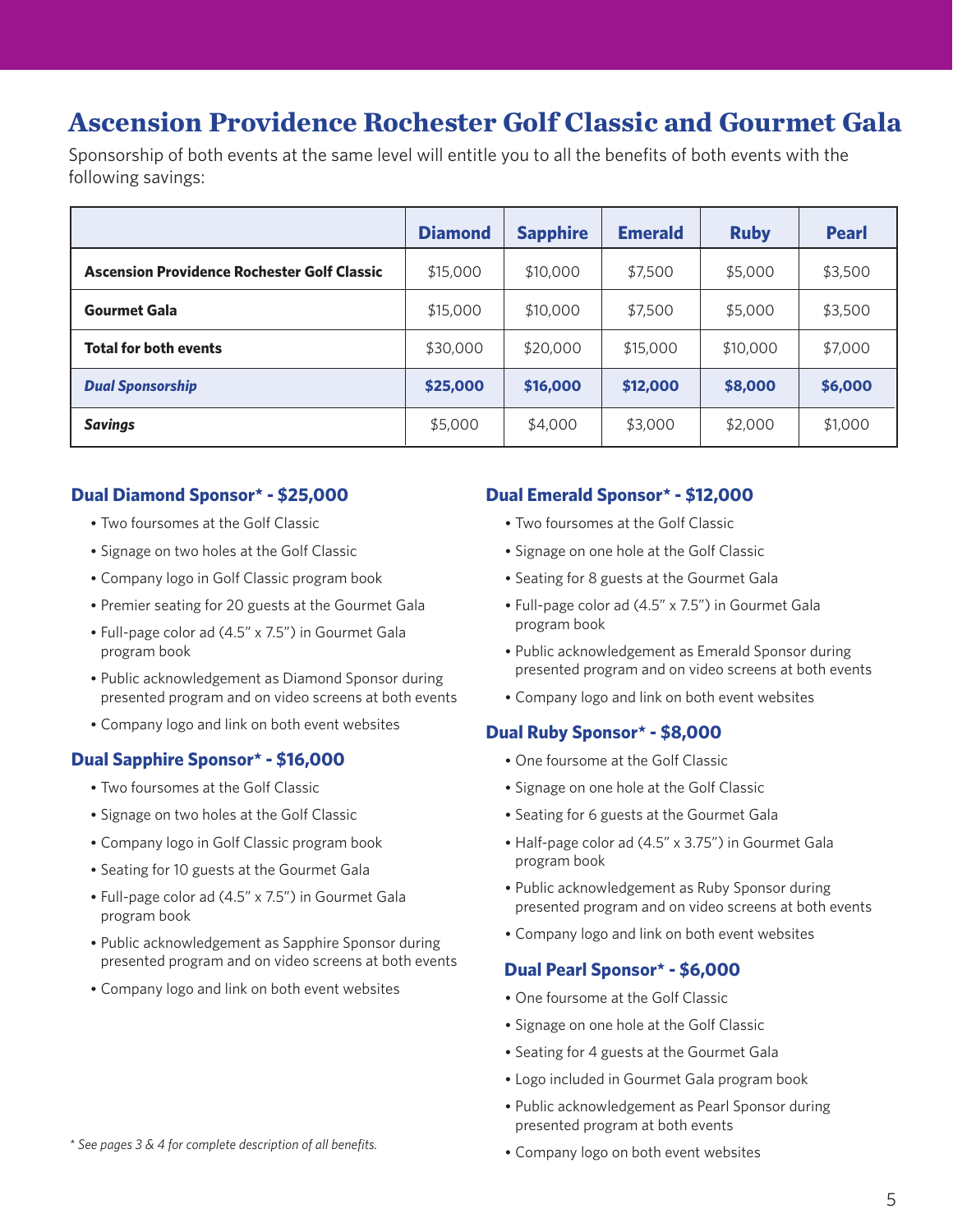# Ascension Providence Rochester Golf Classic and Gourmet Gala

Sponsorship of both events at the same level will entitle you to all the benefits of both events with the following savings:

| | Diamond | Sapphire | Emerald | Ruby | Pearl |
|---|---|---|---|---|---|
| **Ascension Providence Rochester Golf Classic** | $15,000 | $10,000 | $7,500 | $5,000 | $3,500 |
| **Gourmet Gala** | $15,000 | $10,000 | $7,500 | $5,000 | $3,500 |
| **Total for both events** | $30,000 | $20,000 | $15,000 | $10,000 | $7,000 |
| ***Dual Sponsorship*** | **$25,000** | **$16,000** | **$12,000** | **$8,000** | **$6,000** |
| ***Savings*** | $5,000 | $4,000 | $3,000 | $2,000 | $1,000 |

## Dual Diamond Sponsor* - $25,000

- Two foursomes at the Golf Classic
- Signage on two holes at the Golf Classic
- Company logo in Golf Classic program book
- Premier seating for 20 guests at the Gourmet Gala
- Full-page color ad (4.5" x 7.5") in Gourmet Gala program book
- Public acknowledgement as Diamond Sponsor during presented program and on video screens at both events
- Company logo and link on both event websites

## Dual Sapphire Sponsor* - $16,000

- Two foursomes at the Golf Classic
- Signage on two holes at the Golf Classic
- Company logo in Golf Classic program book
- Seating for 10 guests at the Gourmet Gala
- Full-page color ad (4.5" x 7.5") in Gourmet Gala program book
- Public acknowledgement as Sapphire Sponsor during presented program and on video screens at both events
- Company logo and link on both event websites

## Dual Emerald Sponsor* - $12,000

- Two foursomes at the Golf Classic
- Signage on one hole at the Golf Classic
- Seating for 8 guests at the Gourmet Gala
- Full-page color ad (4.5" x 7.5") in Gourmet Gala program book
- Public acknowledgement as Emerald Sponsor during presented program and on video screens at both events
- Company logo and link on both event websites

## Dual Ruby Sponsor* - $8,000

- One foursome at the Golf Classic
- Signage on one hole at the Golf Classic
- Seating for 6 guests at the Gourmet Gala
- Half-page color ad (4.5" x 3.75") in Gourmet Gala program book
- Public acknowledgement as Ruby Sponsor during presented program and on video screens at both events
- Company logo and link on both event websites

## Dual Pearl Sponsor* - $6,000

- One foursome at the Golf Classic
- Signage on one hole at the Golf Classic
- Seating for 4 guests at the Gourmet Gala
- Logo included in Gourmet Gala program book
- Public acknowledgement as Pearl Sponsor during presented program at both events
- Company logo on both event websites

*\* See pages 3 & 4 for complete description of all benefits.*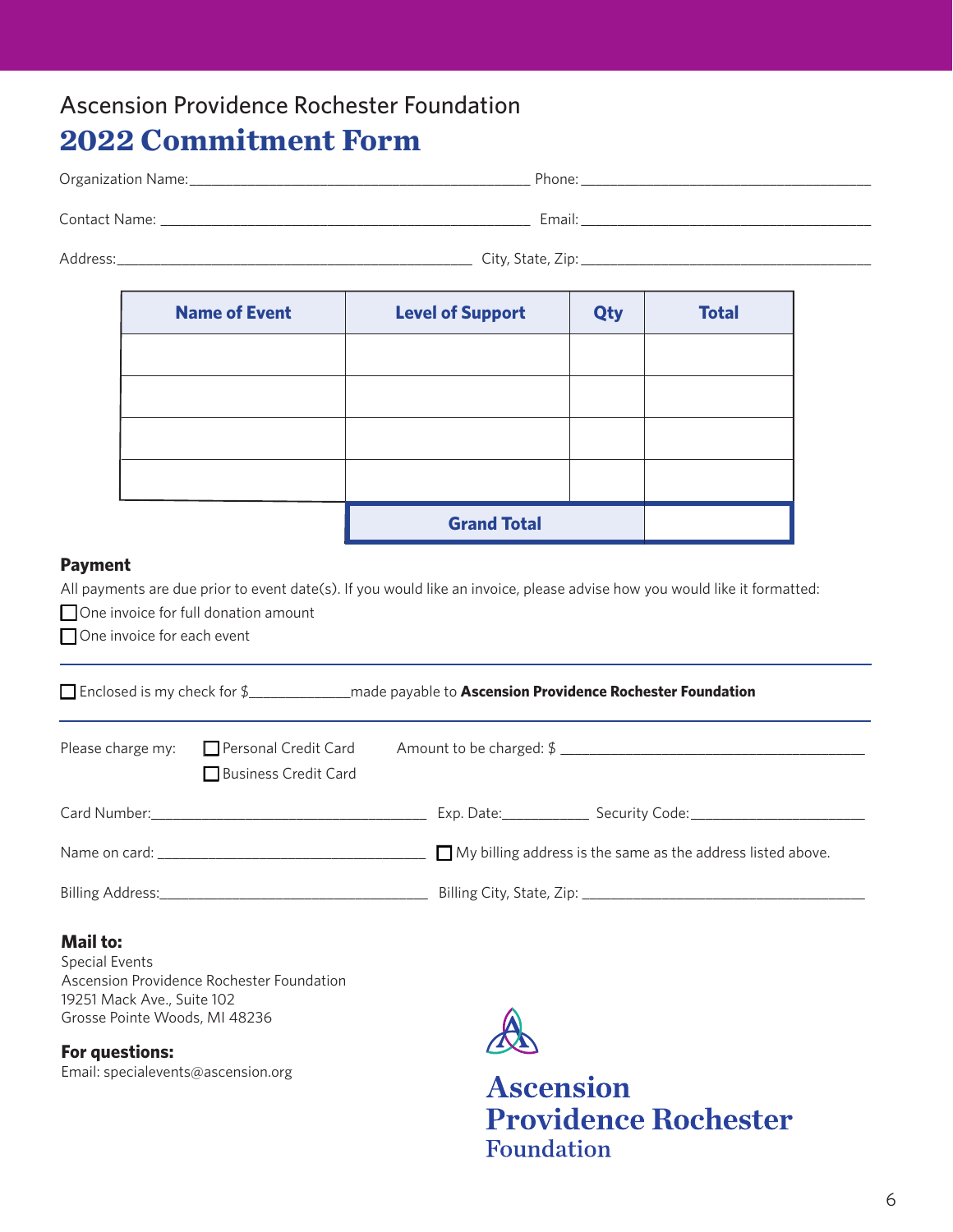Ascension Providence Rochester Foundation

# 2022 Commitment Form

Organization Name:_____________________________________________ Phone: ______________________________________

Contact Name: ________________________________________________ Email: ______________________________________

Address:_______________________________________________ City, State, Zip: ______________________________________

| Name of Event | Level of Support | Qty | Total |
|---|---|---|---|
| | | | |
| | | | |
| | | | |
| | | | |
| | Grand Total | | |

**Payment**

All payments are due prior to event date(s). If you would like an invoice, please advise how you would like it formatted:

☐ One invoice for full donation amount

☐ One invoice for each event

---

☐ Enclosed is my check for $_____________made payable to **Ascension Providence Rochester Foundation**

---

Please charge my: ☐ Personal Credit Card ☐ Business Credit Card Amount to be charged: $ ________________________________________

Card Number:____________________________________ Exp. Date:___________ Security Code:______________________

Name on card: ___________________________________ ☐ My billing address is the same as the address listed above.

Billing Address:___________________________________ Billing City, State, Zip: ____________________________________

**Mail to:**
Special Events
Ascension Providence Rochester Foundation
19251 Mack Ave., Suite 102
Grosse Pointe Woods, MI 48236

**For questions:**
Email: specialevents@ascension.org

Ascension
Providence Rochester
Foundation